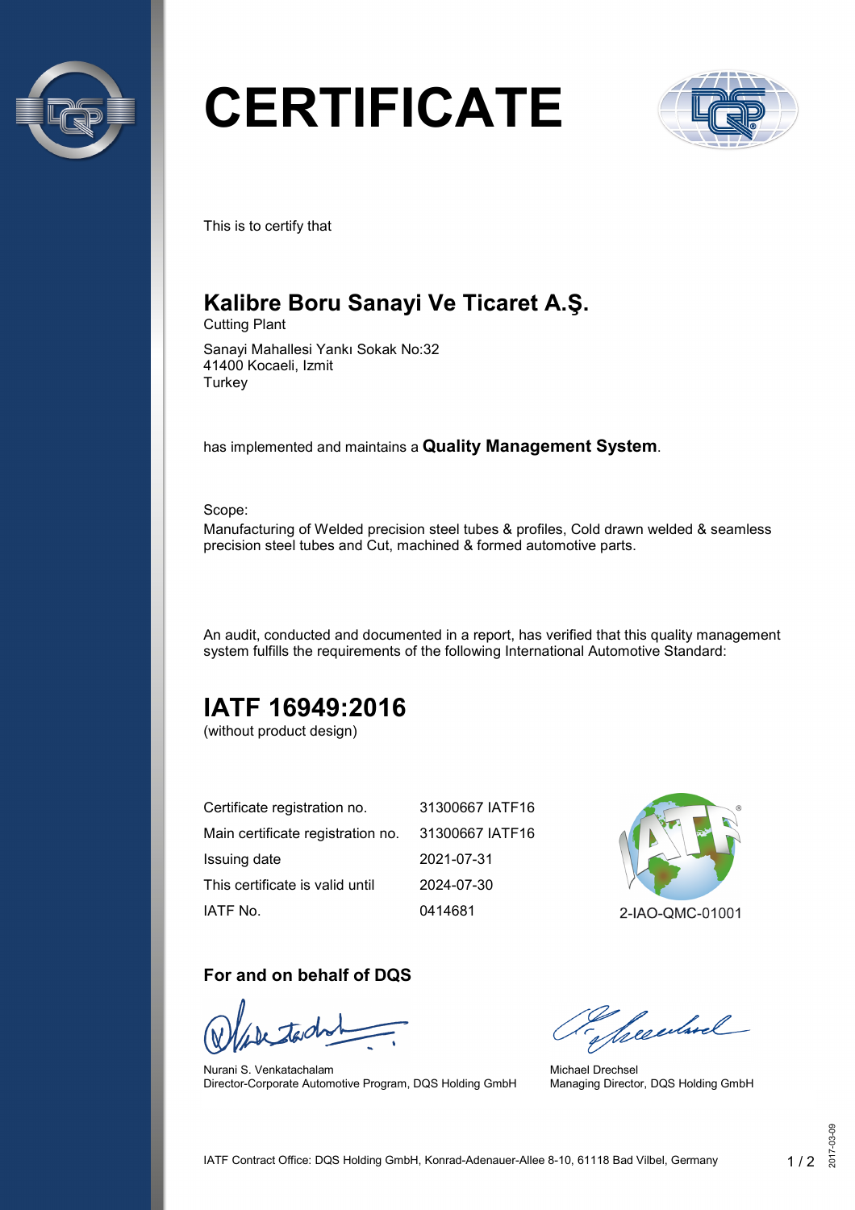# CERTIFICATE

This is to certify that

## Kalibre Boru Sanayi Ve Ticaret A.Ş.

Cutting Plant

Sanayi Mahallesi Yankı Sokak No:32
41400 Kocaeli, Izmit
Turkey

has implemented and maintains a **Quality Management System**.

Scope:
Manufacturing of Welded precision steel tubes & profiles, Cold drawn welded & seamless precision steel tubes and Cut, machined & formed automotive parts.

An audit, conducted and documented in a report, has verified that this quality management system fulfills the requirements of the following International Automotive Standard:

## IATF 16949:2016

(without product design)

| | |
|---|---|
| Certificate registration no. | 31300667 IATF16 |
| Main certificate registration no. | 31300667 IATF16 |
| Issuing date | 2021-07-31 |
| This certificate is valid until | 2024-07-30 |
| IATF No. | 0414681 |

2-IAO-QMC-01001

### For and on behalf of DQS

Nurani S. Venkatachalam
Director-Corporate Automotive Program, DQS Holding GmbH

Michael Drechsel
Managing Director, DQS Holding GmbH

IATF Contract Office: DQS Holding GmbH, Konrad-Adenauer-Allee 8-10, 61118 Bad Vilbel, Germany

2017-03-09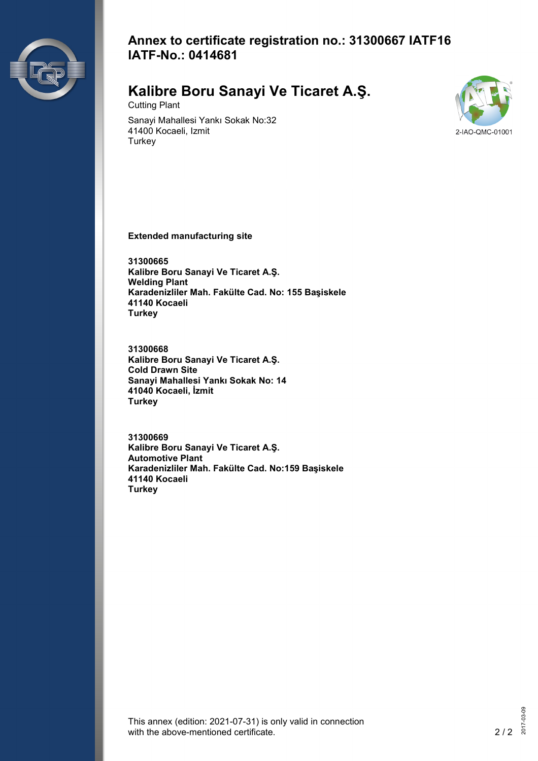# Annex to certificate registration no.: 31300667 IATF16
# IATF-No.: 0414681

## Kalibre Boru Sanayi Ve Ticaret A.Ş.

Cutting Plant

Sanayi Mahallesi Yankı Sokak No:32
41400 Kocaeli, Izmit
Turkey

2-IAO-QMC-01001

**Extended manufacturing site**

**31300665**
**Kalibre Boru Sanayi Ve Ticaret A.Ş.**
**Welding Plant**
**Karadenizliler Mah. Fakülte Cad. No: 155 Başiskele**
**41140 Kocaeli**
**Turkey**

**31300668**
**Kalibre Boru Sanayi Ve Ticaret A.Ş.**
**Cold Drawn Site**
**Sanayi Mahallesi Yankı Sokak No: 14**
**41040 Kocaeli, İzmit**
**Turkey**

**31300669**
**Kalibre Boru Sanayi Ve Ticaret A.Ş.**
**Automotive Plant**
**Karadenizliler Mah. Fakülte Cad. No:159 Başiskele**
**41140 Kocaeli**
**Turkey**

This annex (edition: 2021-07-31) is only valid in connection with the above-mentioned certificate.

2017-03-09